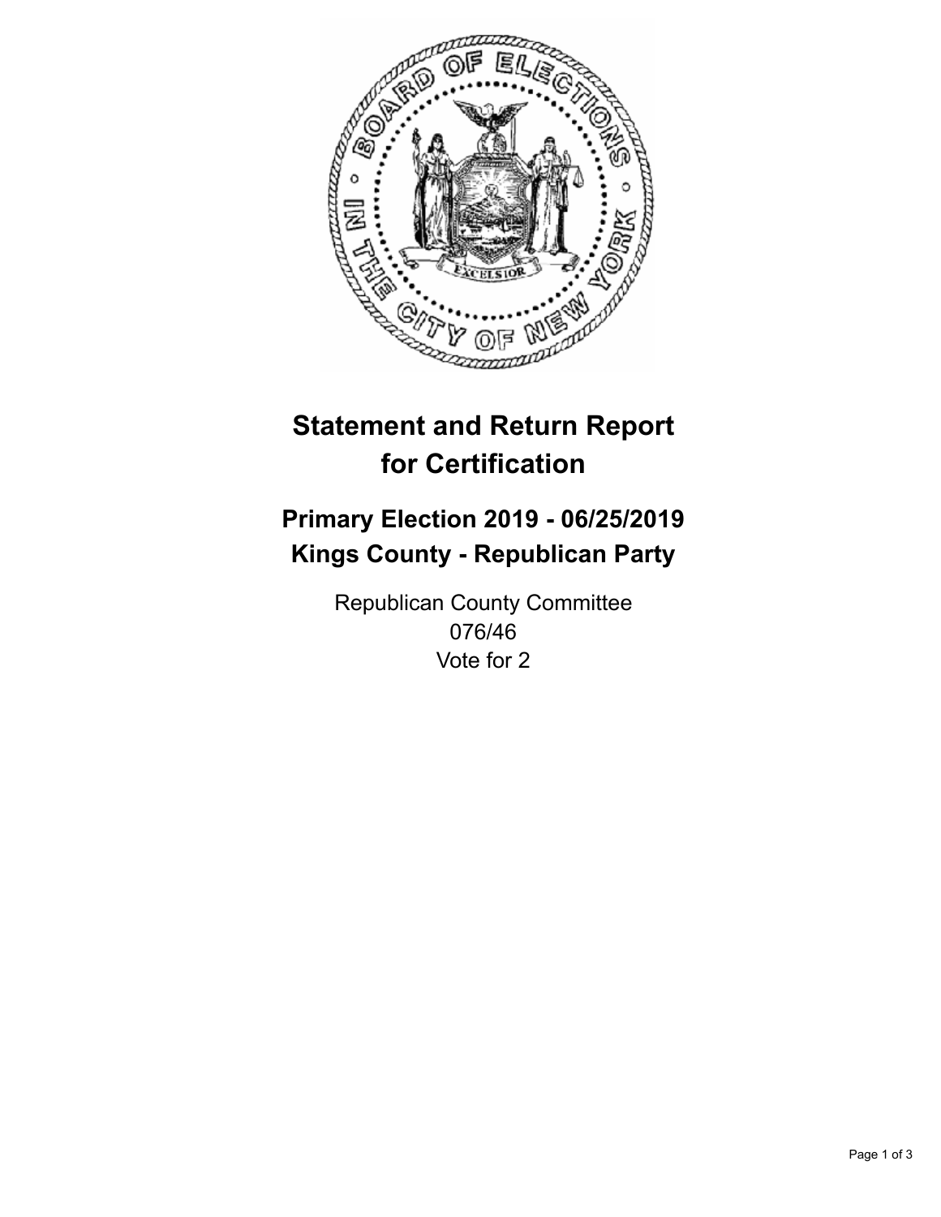# Statement and Return Report for Certification

## Primary Election 2019 - 06/25/2019
## Kings County - Republican Party

Republican County Committee
076/46
Vote for 2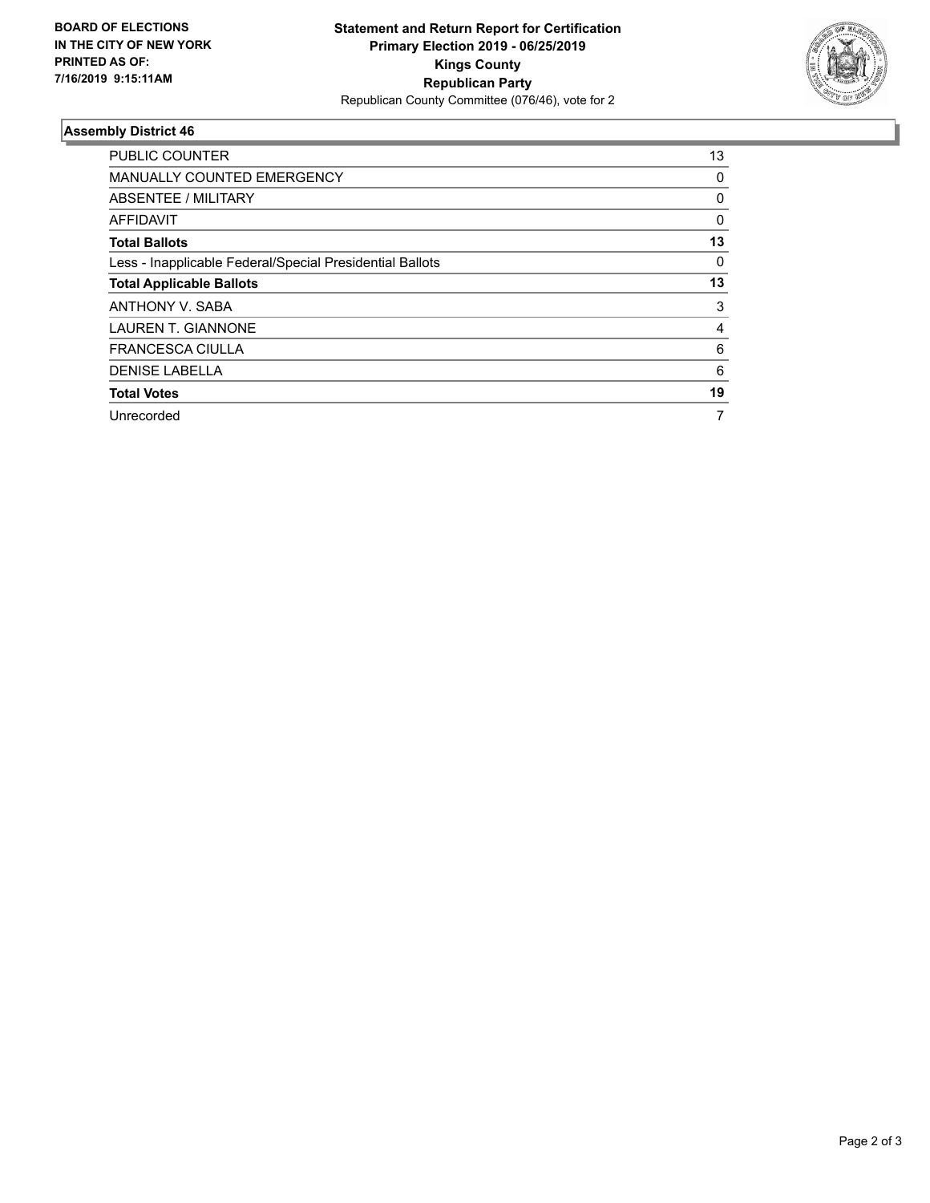**BOARD OF ELECTIONS IN THE CITY OF NEW YORK PRINTED AS OF: 7/16/2019 9:15:11AM**

**Statement and Return Report for Certification**
**Primary Election 2019 - 06/25/2019**
**Kings County**
**Republican Party**
Republican County Committee (076/46), vote for 2

### Assembly District 46

| | |
|---|---|
| PUBLIC COUNTER | 13 |
| MANUALLY COUNTED EMERGENCY | 0 |
| ABSENTEE / MILITARY | 0 |
| AFFIDAVIT | 0 |
| **Total Ballots** | **13** |
| Less - Inapplicable Federal/Special Presidential Ballots | 0 |
| **Total Applicable Ballots** | **13** |
| ANTHONY V. SABA | 3 |
| LAUREN T. GIANNONE | 4 |
| FRANCESCA CIULLA | 6 |
| DENISE LABELLA | 6 |
| **Total Votes** | **19** |
| Unrecorded | 7 |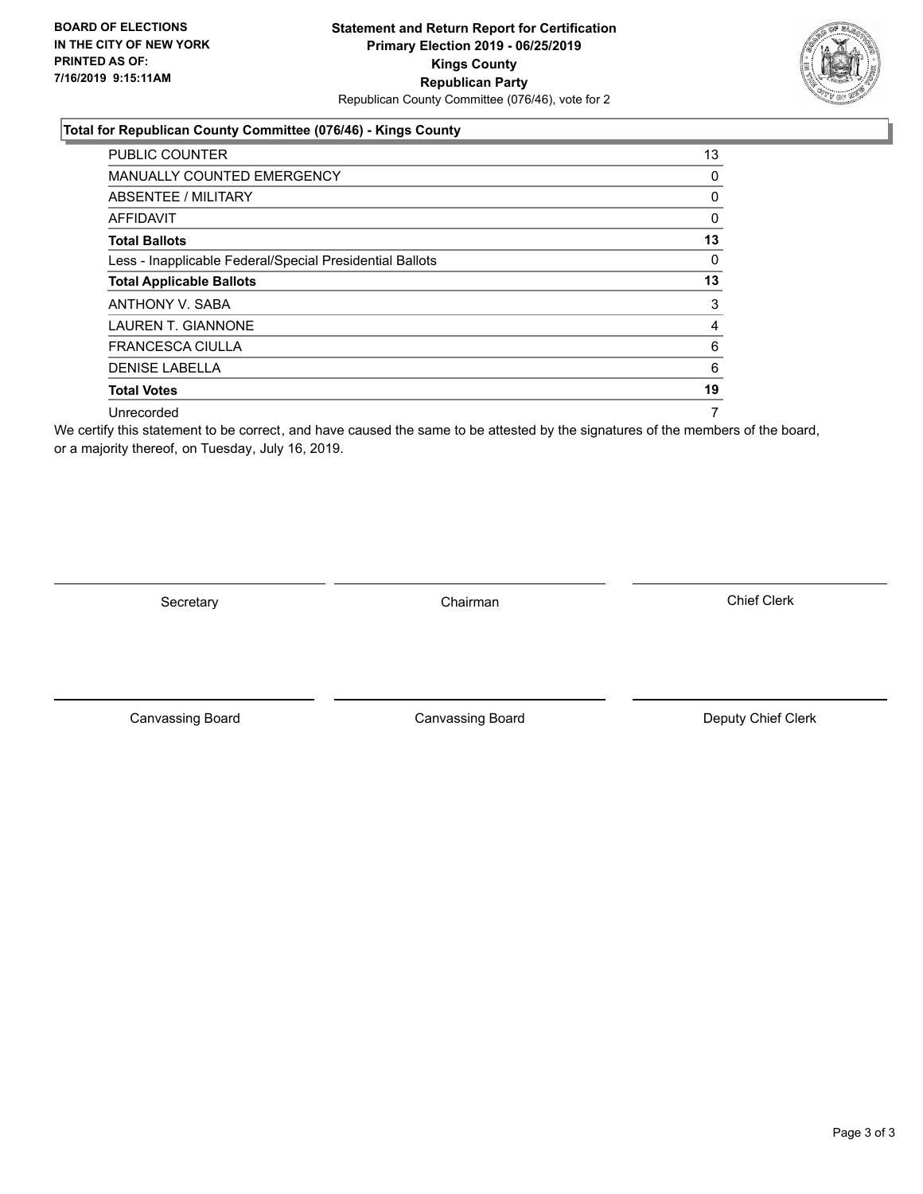**BOARD OF ELECTIONS IN THE CITY OF NEW YORK PRINTED AS OF: 7/16/2019 9:15:11AM**

**Statement and Return Report for Certification**
**Primary Election 2019 - 06/25/2019**
**Kings County**
**Republican Party**
Republican County Committee (076/46), vote for 2

### Total for Republican County Committee (076/46) - Kings County

| | |
|---|---|
| PUBLIC COUNTER | 13 |
| MANUALLY COUNTED EMERGENCY | 0 |
| ABSENTEE / MILITARY | 0 |
| AFFIDAVIT | 0 |
| **Total Ballots** | **13** |
| Less - Inapplicable Federal/Special Presidential Ballots | 0 |
| **Total Applicable Ballots** | **13** |
| ANTHONY V. SABA | 3 |
| LAUREN T. GIANNONE | 4 |
| FRANCESCA CIULLA | 6 |
| DENISE LABELLA | 6 |
| **Total Votes** | **19** |
| Unrecorded | 7 |

We certify this statement to be correct, and have caused the same to be attested by the signatures of the members of the board, or a majority thereof, on Tuesday, July 16, 2019.

Secretary

Chairman

Chief Clerk

Canvassing Board

Canvassing Board

Deputy Chief Clerk